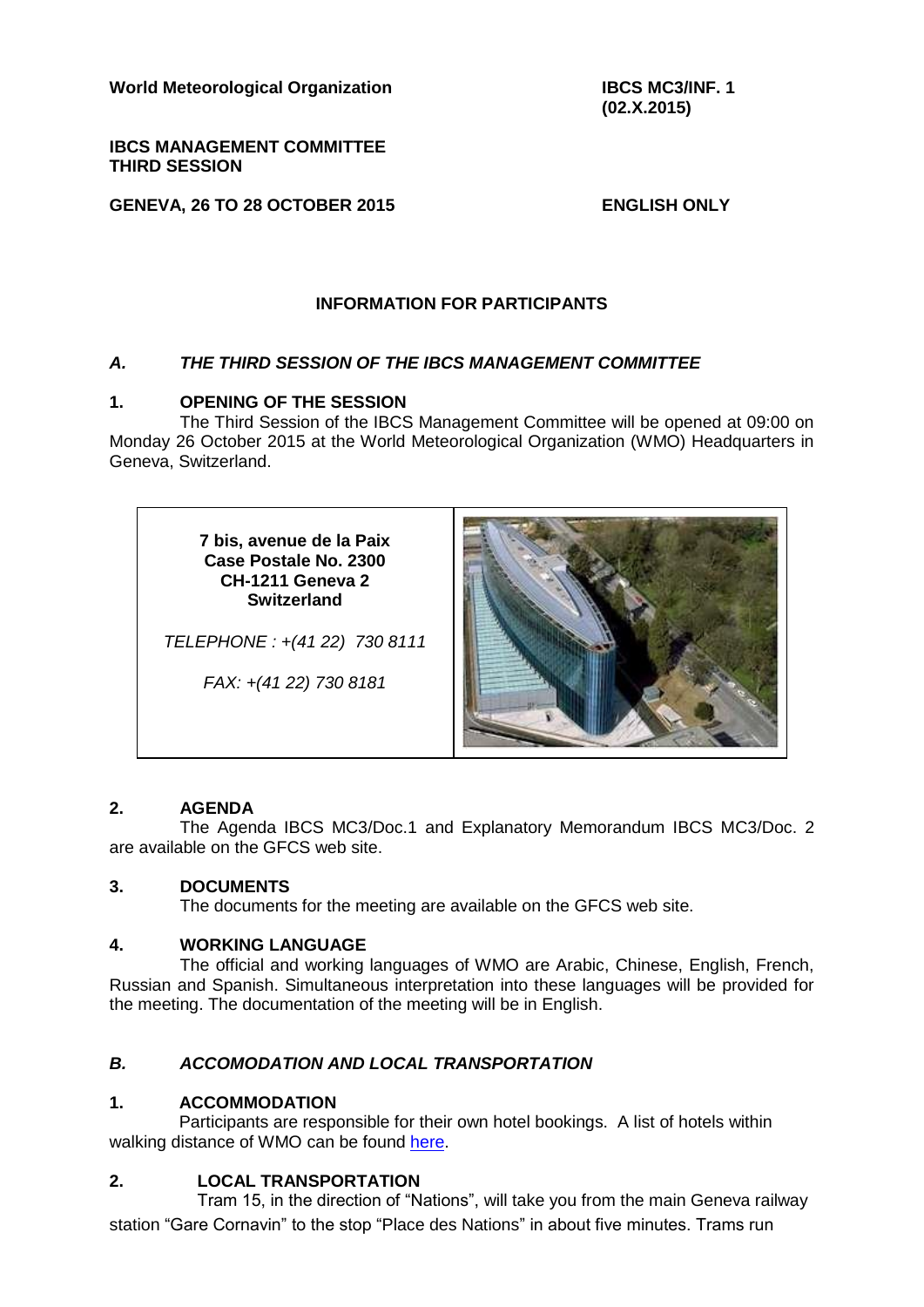**World Meteorological Organization**

**IBCS MC3/INF. 1**
**(02.X.2015)**

**IBCS MANAGEMENT COMMITTEE**
**THIRD SESSION**

**GENEVA, 26 TO 28 OCTOBER 2015**

**ENGLISH ONLY**

## INFORMATION FOR PARTICIPANTS

## *A. THE THIRD SESSION OF THE IBCS MANAGEMENT COMMITTEE*

### 1. OPENING OF THE SESSION

The Third Session of the IBCS Management Committee will be opened at 09:00 on Monday 26 October 2015 at the World Meteorological Organization (WMO) Headquarters in Geneva, Switzerland.

**7 bis, avenue de la Paix**
**Case Postale No. 2300**
**CH-1211 Geneva 2**
**Switzerland**

*TELEPHONE : +(41 22) 730 8111*

*FAX: +(41 22) 730 8181*

### 2. AGENDA

The Agenda IBCS MC3/Doc.1 and Explanatory Memorandum IBCS MC3/Doc. 2 are available on the GFCS web site.

### 3. DOCUMENTS

The documents for the meeting are available on the GFCS web site.

### 4. WORKING LANGUAGE

The official and working languages of WMO are Arabic, Chinese, English, French, Russian and Spanish. Simultaneous interpretation into these languages will be provided for the meeting. The documentation of the meeting will be in English.

## *B. ACCOMODATION AND LOCAL TRANSPORTATION*

### 1. ACCOMMODATION

Participants are responsible for their own hotel bookings. A list of hotels within walking distance of WMO can be found here.

### 2. LOCAL TRANSPORTATION

Tram 15, in the direction of "Nations", will take you from the main Geneva railway station "Gare Cornavin" to the stop "Place des Nations" in about five minutes. Trams run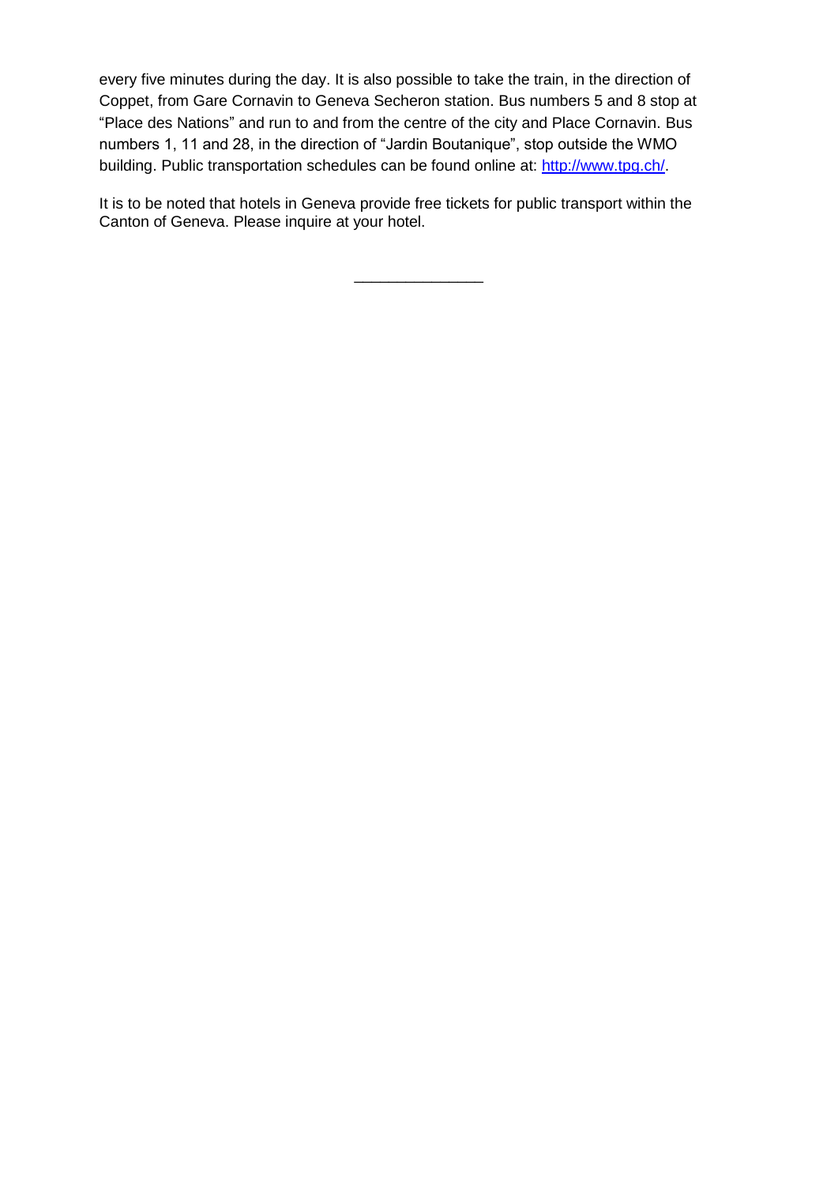every five minutes during the day. It is also possible to take the train, in the direction of Coppet, from Gare Cornavin to Geneva Secheron station. Bus numbers 5 and 8 stop at "Place des Nations" and run to and from the centre of the city and Place Cornavin. Bus numbers 1, 11 and 28, in the direction of "Jardin Boutanique", stop outside the WMO building. Public transportation schedules can be found online at: [http://www.tpg.ch/](http://www.tpg.ch/).

It is to be noted that hotels in Geneva provide free tickets for public transport within the Canton of Geneva. Please inquire at your hotel.

\_\_\_\_\_\_\_\_\_\_\_\_\_\_\_